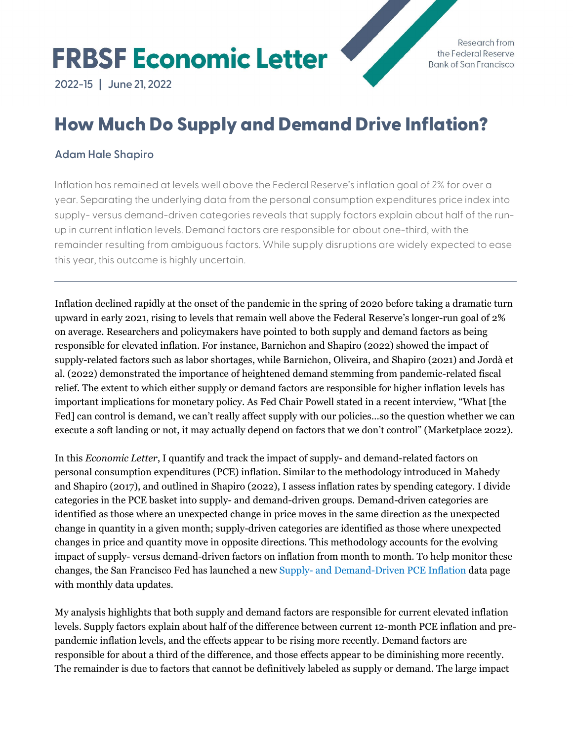# FRBSF Economic Letter

2022-15 | June 21, 2022

Research from the Federal Reserve Bank of San Francisco

## How Much Do Supply and Demand Drive Inflation?

### Adam Hale Shapiro

Inflation has remained at levels well above the Federal Reserve's inflation goal of 2% for over a year. Separating the underlying data from the personal consumption expenditures price index into supply- versus demand-driven categories reveals that supply factors explain about half of the run-up in current inflation levels. Demand factors are responsible for about one-third, with the remainder resulting from ambiguous factors. While supply disruptions are widely expected to ease this year, this outcome is highly uncertain.

---

Inflation declined rapidly at the onset of the pandemic in the spring of 2020 before taking a dramatic turn upward in early 2021, rising to levels that remain well above the Federal Reserve's longer-run goal of 2% on average. Researchers and policymakers have pointed to both supply and demand factors as being responsible for elevated inflation. For instance, Barnichon and Shapiro (2022) showed the impact of supply-related factors such as labor shortages, while Barnichon, Oliveira, and Shapiro (2021) and Jordà et al. (2022) demonstrated the importance of heightened demand stemming from pandemic-related fiscal relief. The extent to which either supply or demand factors are responsible for higher inflation levels has important implications for monetary policy. As Fed Chair Powell stated in a recent interview, "What [the Fed] can control is demand, we can't really affect supply with our policies…so the question whether we can execute a soft landing or not, it may actually depend on factors that we don't control" (Marketplace 2022).

In this *Economic Letter*, I quantify and track the impact of supply- and demand-related factors on personal consumption expenditures (PCE) inflation. Similar to the methodology introduced in Mahedy and Shapiro (2017), and outlined in Shapiro (2022), I assess inflation rates by spending category. I divide categories in the PCE basket into supply- and demand-driven groups. Demand-driven categories are identified as those where an unexpected change in price moves in the same direction as the unexpected change in quantity in a given month; supply-driven categories are identified as those where unexpected changes in price and quantity move in opposite directions. This methodology accounts for the evolving impact of supply- versus demand-driven factors on inflation from month to month. To help monitor these changes, the San Francisco Fed has launched a new Supply- and Demand-Driven PCE Inflation data page with monthly data updates.

My analysis highlights that both supply and demand factors are responsible for current elevated inflation levels. Supply factors explain about half of the difference between current 12-month PCE inflation and pre-pandemic inflation levels, and the effects appear to be rising more recently. Demand factors are responsible for about a third of the difference, and those effects appear to be diminishing more recently. The remainder is due to factors that cannot be definitively labeled as supply or demand. The large impact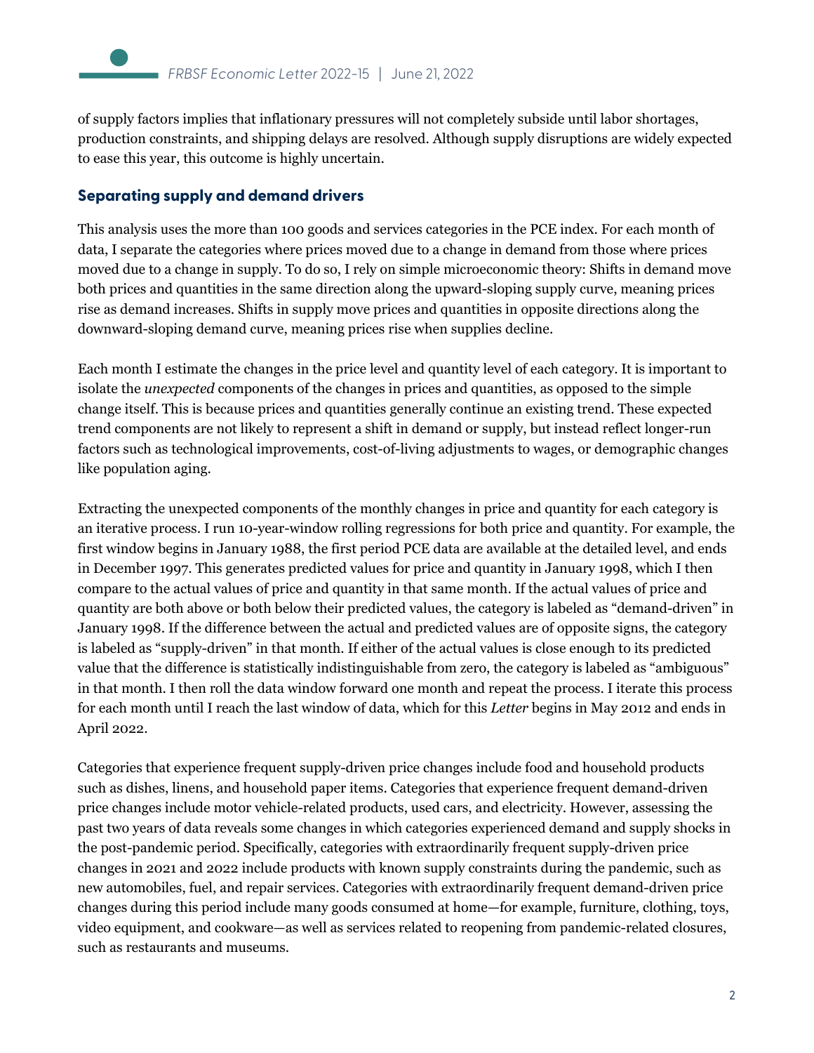of supply factors implies that inflationary pressures will not completely subside until labor shortages, production constraints, and shipping delays are resolved. Although supply disruptions are widely expected to ease this year, this outcome is highly uncertain.

## Separating supply and demand drivers

This analysis uses the more than 100 goods and services categories in the PCE index. For each month of data, I separate the categories where prices moved due to a change in demand from those where prices moved due to a change in supply. To do so, I rely on simple microeconomic theory: Shifts in demand move both prices and quantities in the same direction along the upward-sloping supply curve, meaning prices rise as demand increases. Shifts in supply move prices and quantities in opposite directions along the downward-sloping demand curve, meaning prices rise when supplies decline.

Each month I estimate the changes in the price level and quantity level of each category. It is important to isolate the *unexpected* components of the changes in prices and quantities, as opposed to the simple change itself. This is because prices and quantities generally continue an existing trend. These expected trend components are not likely to represent a shift in demand or supply, but instead reflect longer-run factors such as technological improvements, cost-of-living adjustments to wages, or demographic changes like population aging.

Extracting the unexpected components of the monthly changes in price and quantity for each category is an iterative process. I run 10-year-window rolling regressions for both price and quantity. For example, the first window begins in January 1988, the first period PCE data are available at the detailed level, and ends in December 1997. This generates predicted values for price and quantity in January 1998, which I then compare to the actual values of price and quantity in that same month. If the actual values of price and quantity are both above or both below their predicted values, the category is labeled as "demand-driven" in January 1998. If the difference between the actual and predicted values are of opposite signs, the category is labeled as "supply-driven" in that month. If either of the actual values is close enough to its predicted value that the difference is statistically indistinguishable from zero, the category is labeled as "ambiguous" in that month. I then roll the data window forward one month and repeat the process. I iterate this process for each month until I reach the last window of data, which for this *Letter* begins in May 2012 and ends in April 2022.

Categories that experience frequent supply-driven price changes include food and household products such as dishes, linens, and household paper items. Categories that experience frequent demand-driven price changes include motor vehicle-related products, used cars, and electricity. However, assessing the past two years of data reveals some changes in which categories experienced demand and supply shocks in the post-pandemic period. Specifically, categories with extraordinarily frequent supply-driven price changes in 2021 and 2022 include products with known supply constraints during the pandemic, such as new automobiles, fuel, and repair services. Categories with extraordinarily frequent demand-driven price changes during this period include many goods consumed at home—for example, furniture, clothing, toys, video equipment, and cookware—as well as services related to reopening from pandemic-related closures, such as restaurants and museums.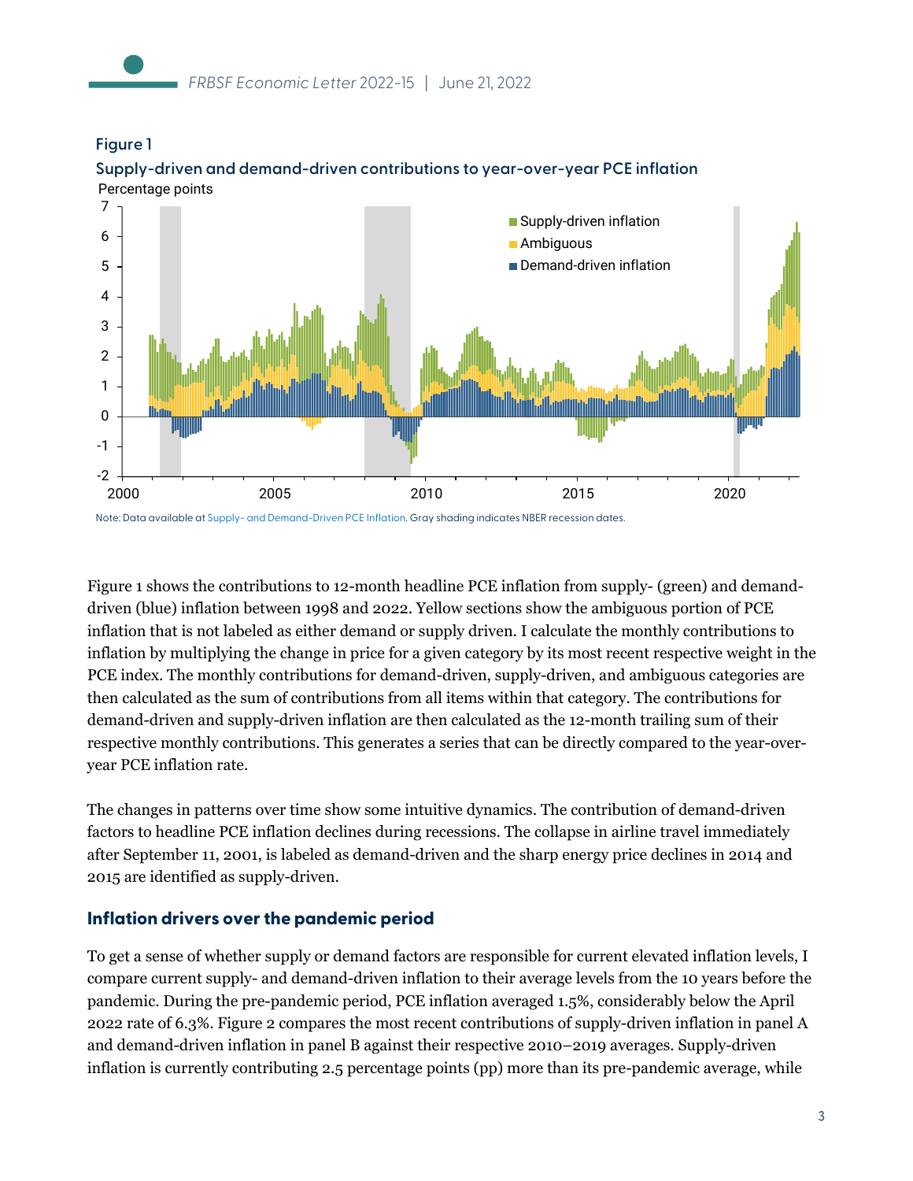**Figure 1**

**Supply-driven and demand-driven contributions to year-over-year PCE inflation**

Note: Data available at Supply- and Demand-Driven PCE Inflation. Gray shading indicates NBER recession dates.

Figure 1 shows the contributions to 12-month headline PCE inflation from supply- (green) and demand-driven (blue) inflation between 1998 and 2022. Yellow sections show the ambiguous portion of PCE inflation that is not labeled as either demand or supply driven. I calculate the monthly contributions to inflation by multiplying the change in price for a given category by its most recent respective weight in the PCE index. The monthly contributions for demand-driven, supply-driven, and ambiguous categories are then calculated as the sum of contributions from all items within that category. The contributions for demand-driven and supply-driven inflation are then calculated as the 12-month trailing sum of their respective monthly contributions. This generates a series that can be directly compared to the year-over-year PCE inflation rate.

The changes in patterns over time show some intuitive dynamics. The contribution of demand-driven factors to headline PCE inflation declines during recessions. The collapse in airline travel immediately after September 11, 2001, is labeled as demand-driven and the sharp energy price declines in 2014 and 2015 are identified as supply-driven.

## Inflation drivers over the pandemic period

To get a sense of whether supply or demand factors are responsible for current elevated inflation levels, I compare current supply- and demand-driven inflation to their average levels from the 10 years before the pandemic. During the pre-pandemic period, PCE inflation averaged 1.5%, considerably below the April 2022 rate of 6.3%. Figure 2 compares the most recent contributions of supply-driven inflation in panel A and demand-driven inflation in panel B against their respective 2010–2019 averages. Supply-driven inflation is currently contributing 2.5 percentage points (pp) more than its pre-pandemic average, while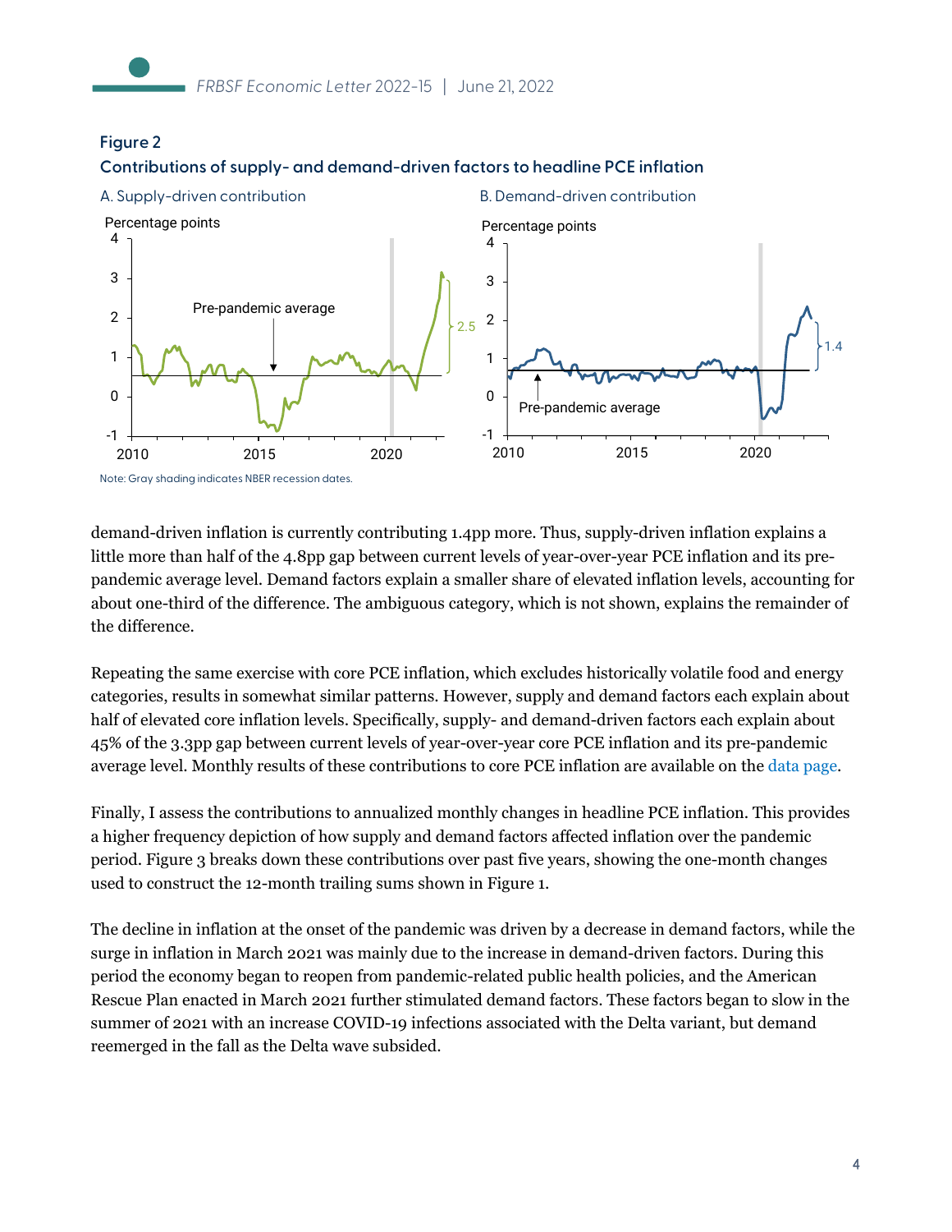**Figure 2**

**Contributions of supply- and demand-driven factors to headline PCE inflation**

A. Supply-driven contribution

B. Demand-driven contribution

Note: Gray shading indicates NBER recession dates.

demand-driven inflation is currently contributing 1.4pp more. Thus, supply-driven inflation explains a little more than half of the 4.8pp gap between current levels of year-over-year PCE inflation and its pre-pandemic average level. Demand factors explain a smaller share of elevated inflation levels, accounting for about one-third of the difference. The ambiguous category, which is not shown, explains the remainder of the difference.

Repeating the same exercise with core PCE inflation, which excludes historically volatile food and energy categories, results in somewhat similar patterns. However, supply and demand factors each explain about half of elevated core inflation levels. Specifically, supply- and demand-driven factors each explain about 45% of the 3.3pp gap between current levels of year-over-year core PCE inflation and its pre-pandemic average level. Monthly results of these contributions to core PCE inflation are available on the data page.

Finally, I assess the contributions to annualized monthly changes in headline PCE inflation. This provides a higher frequency depiction of how supply and demand factors affected inflation over the pandemic period. Figure 3 breaks down these contributions over past five years, showing the one-month changes used to construct the 12-month trailing sums shown in Figure 1.

The decline in inflation at the onset of the pandemic was driven by a decrease in demand factors, while the surge in inflation in March 2021 was mainly due to the increase in demand-driven factors. During this period the economy began to reopen from pandemic-related public health policies, and the American Rescue Plan enacted in March 2021 further stimulated demand factors. These factors began to slow in the summer of 2021 with an increase COVID-19 infections associated with the Delta variant, but demand reemerged in the fall as the Delta wave subsided.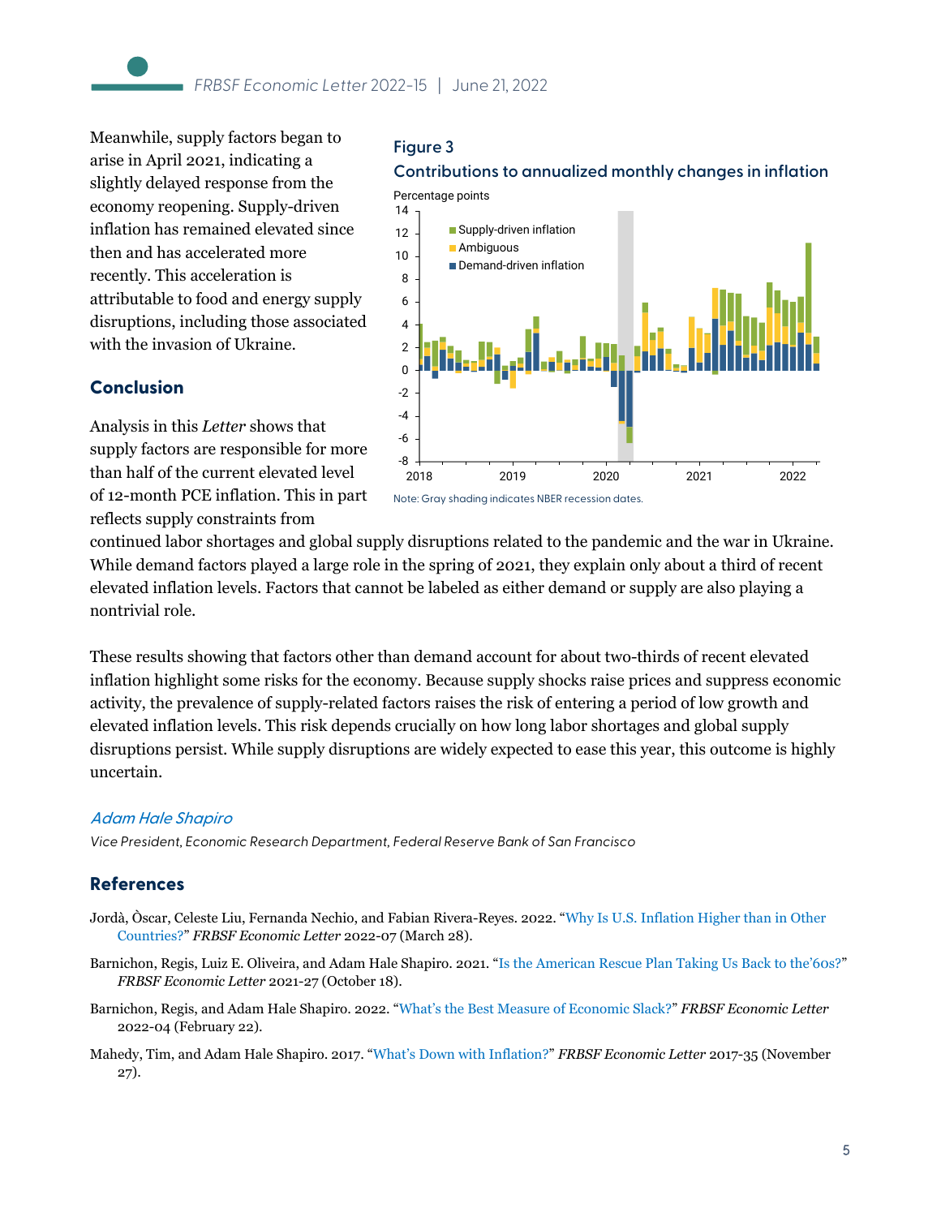Meanwhile, supply factors began to arise in April 2021, indicating a slightly delayed response from the economy reopening. Supply-driven inflation has remained elevated since then and has accelerated more recently. This acceleration is attributable to food and energy supply disruptions, including those associated with the invasion of Ukraine.

**Figure 3**
**Contributions to annualized monthly changes in inflation**

Note: Gray shading indicates NBER recession dates.

## Conclusion

Analysis in this *Letter* shows that supply factors are responsible for more than half of the current elevated level of 12-month PCE inflation. This in part reflects supply constraints from continued labor shortages and global supply disruptions related to the pandemic and the war in Ukraine. While demand factors played a large role in the spring of 2021, they explain only about a third of recent elevated inflation levels. Factors that cannot be labeled as either demand or supply are also playing a nontrivial role.

These results showing that factors other than demand account for about two-thirds of recent elevated inflation highlight some risks for the economy. Because supply shocks raise prices and suppress economic activity, the prevalence of supply-related factors raises the risk of entering a period of low growth and elevated inflation levels. This risk depends crucially on how long labor shortages and global supply disruptions persist. While supply disruptions are widely expected to ease this year, this outcome is highly uncertain.

*Adam Hale Shapiro*

*Vice President, Economic Research Department, Federal Reserve Bank of San Francisco*

## References

Jordà, Òscar, Celeste Liu, Fernanda Nechio, and Fabian Rivera-Reyes. 2022. "Why Is U.S. Inflation Higher than in Other Countries?" *FRBSF Economic Letter* 2022-07 (March 28).

Barnichon, Regis, Luiz E. Oliveira, and Adam Hale Shapiro. 2021. "Is the American Rescue Plan Taking Us Back to the'60s?" *FRBSF Economic Letter* 2021-27 (October 18).

Barnichon, Regis, and Adam Hale Shapiro. 2022. "What's the Best Measure of Economic Slack?" *FRBSF Economic Letter* 2022-04 (February 22).

Mahedy, Tim, and Adam Hale Shapiro. 2017. "What's Down with Inflation?" *FRBSF Economic Letter* 2017-35 (November 27).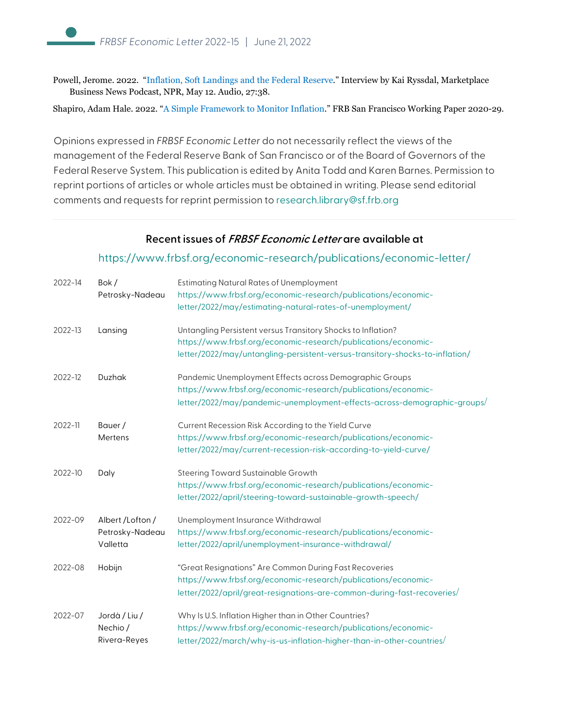Powell, Jerome. 2022. "Inflation, Soft Landings and the Federal Reserve." Interview by Kai Ryssdal, Marketplace Business News Podcast, NPR, May 12. Audio, 27:38.

Shapiro, Adam Hale. 2022. "A Simple Framework to Monitor Inflation." FRB San Francisco Working Paper 2020-29.

Opinions expressed in *FRBSF Economic Letter* do not necessarily reflect the views of the management of the Federal Reserve Bank of San Francisco or of the Board of Governors of the Federal Reserve System. This publication is edited by Anita Todd and Karen Barnes. Permission to reprint portions of articles or whole articles must be obtained in writing. Please send editorial comments and requests for reprint permission to research.library@sf.frb.org

### Recent issues of *FRBSF Economic Letter* are available at

https://www.frbsf.org/economic-research/publications/economic-letter/

| | | |
|---|---|---|
| 2022-14 | Bok / Petrosky-Nadeau | Estimating Natural Rates of Unemployment https://www.frbsf.org/economic-research/publications/economic-letter/2022/may/estimating-natural-rates-of-unemployment/ |
| 2022-13 | Lansing | Untangling Persistent versus Transitory Shocks to Inflation? https://www.frbsf.org/economic-research/publications/economic-letter/2022/may/untangling-persistent-versus-transitory-shocks-to-inflation/ |
| 2022-12 | Duzhak | Pandemic Unemployment Effects across Demographic Groups https://www.frbsf.org/economic-research/publications/economic-letter/2022/may/pandemic-unemployment-effects-across-demographic-groups/ |
| 2022-11 | Bauer / Mertens | Current Recession Risk According to the Yield Curve https://www.frbsf.org/economic-research/publications/economic-letter/2022/may/current-recession-risk-according-to-yield-curve/ |
| 2022-10 | Daly | Steering Toward Sustainable Growth https://www.frbsf.org/economic-research/publications/economic-letter/2022/april/steering-toward-sustainable-growth-speech/ |
| 2022-09 | Albert /Lofton / Petrosky-Nadeau Valletta | Unemployment Insurance Withdrawal https://www.frbsf.org/economic-research/publications/economic-letter/2022/april/unemployment-insurance-withdrawal/ |
| 2022-08 | Hobijn | "Great Resignations" Are Common During Fast Recoveries https://www.frbsf.org/economic-research/publications/economic-letter/2022/april/great-resignations-are-common-during-fast-recoveries/ |
| 2022-07 | Jordà / Liu / Nechio / Rivera-Reyes | Why Is U.S. Inflation Higher than in Other Countries? https://www.frbsf.org/economic-research/publications/economic-letter/2022/march/why-is-us-inflation-higher-than-in-other-countries/ |